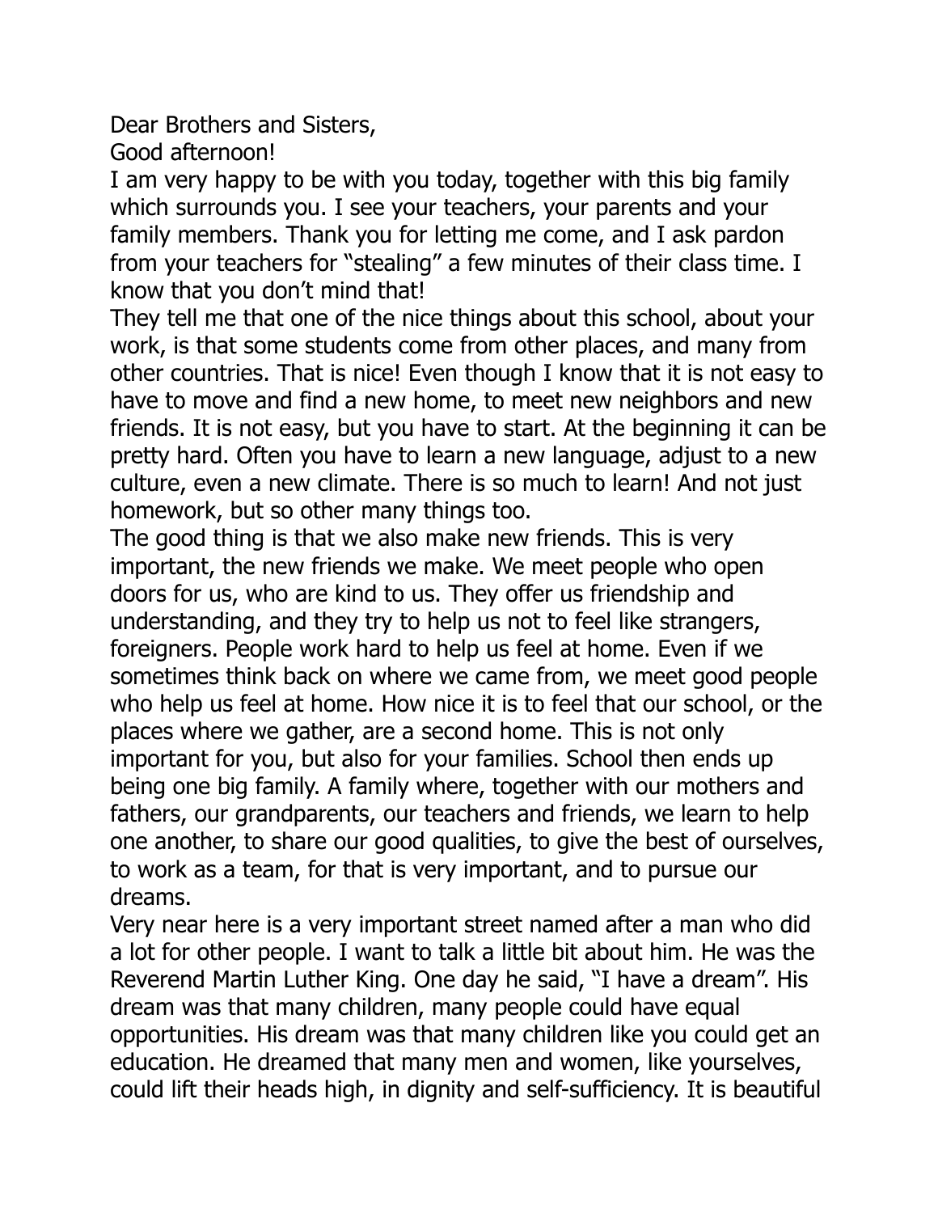Dear Brothers and Sisters,

Good afternoon!

I am very happy to be with you today, together with this big family which surrounds you. I see your teachers, your parents and your family members. Thank you for letting me come, and I ask pardon from your teachers for "stealing" a few minutes of their class time. I know that you don't mind that!

They tell me that one of the nice things about this school, about your work, is that some students come from other places, and many from other countries. That is nice! Even though I know that it is not easy to have to move and find a new home, to meet new neighbors and new friends. It is not easy, but you have to start. At the beginning it can be pretty hard. Often you have to learn a new language, adjust to a new culture, even a new climate. There is so much to learn! And not just homework, but so other many things too.

The good thing is that we also make new friends. This is very important, the new friends we make. We meet people who open doors for us, who are kind to us. They offer us friendship and understanding, and they try to help us not to feel like strangers, foreigners. People work hard to help us feel at home. Even if we sometimes think back on where we came from, we meet good people who help us feel at home. How nice it is to feel that our school, or the places where we gather, are a second home. This is not only important for you, but also for your families. School then ends up being one big family. A family where, together with our mothers and fathers, our grandparents, our teachers and friends, we learn to help one another, to share our good qualities, to give the best of ourselves, to work as a team, for that is very important, and to pursue our dreams.

Very near here is a very important street named after a man who did a lot for other people. I want to talk a little bit about him. He was the Reverend Martin Luther King. One day he said, "I have a dream". His dream was that many children, many people could have equal opportunities. His dream was that many children like you could get an education. He dreamed that many men and women, like yourselves, could lift their heads high, in dignity and self-sufficiency. It is beautiful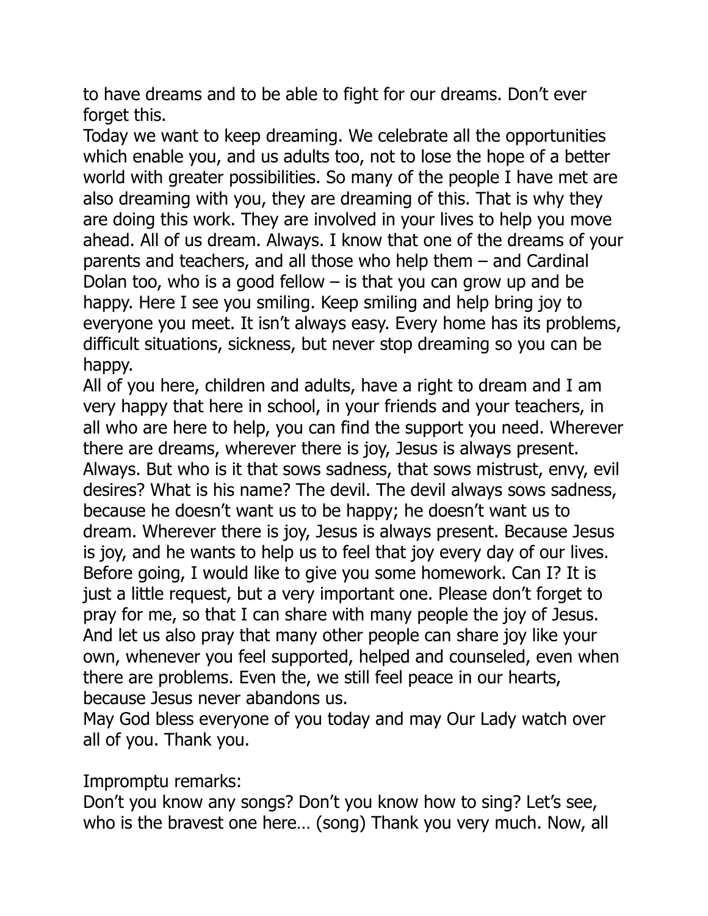to have dreams and to be able to fight for our dreams. Don't ever forget this.

Today we want to keep dreaming. We celebrate all the opportunities which enable you, and us adults too, not to lose the hope of a better world with greater possibilities. So many of the people I have met are also dreaming with you, they are dreaming of this. That is why they are doing this work. They are involved in your lives to help you move ahead. All of us dream. Always. I know that one of the dreams of your parents and teachers, and all those who help them – and Cardinal Dolan too, who is a good fellow – is that you can grow up and be happy. Here I see you smiling. Keep smiling and help bring joy to everyone you meet. It isn't always easy. Every home has its problems, difficult situations, sickness, but never stop dreaming so you can be happy.

All of you here, children and adults, have a right to dream and I am very happy that here in school, in your friends and your teachers, in all who are here to help, you can find the support you need. Wherever there are dreams, wherever there is joy, Jesus is always present. Always. But who is it that sows sadness, that sows mistrust, envy, evil desires? What is his name? The devil. The devil always sows sadness, because he doesn't want us to be happy; he doesn't want us to dream. Wherever there is joy, Jesus is always present. Because Jesus is joy, and he wants to help us to feel that joy every day of our lives.

Before going, I would like to give you some homework. Can I? It is just a little request, but a very important one. Please don't forget to pray for me, so that I can share with many people the joy of Jesus. And let us also pray that many other people can share joy like your own, whenever you feel supported, helped and counseled, even when there are problems. Even the, we still feel peace in our hearts, because Jesus never abandons us.

May God bless everyone of you today and may Our Lady watch over all of you. Thank you.

Impromptu remarks:

Don't you know any songs? Don't you know how to sing? Let's see, who is the bravest one here… (song) Thank you very much. Now, all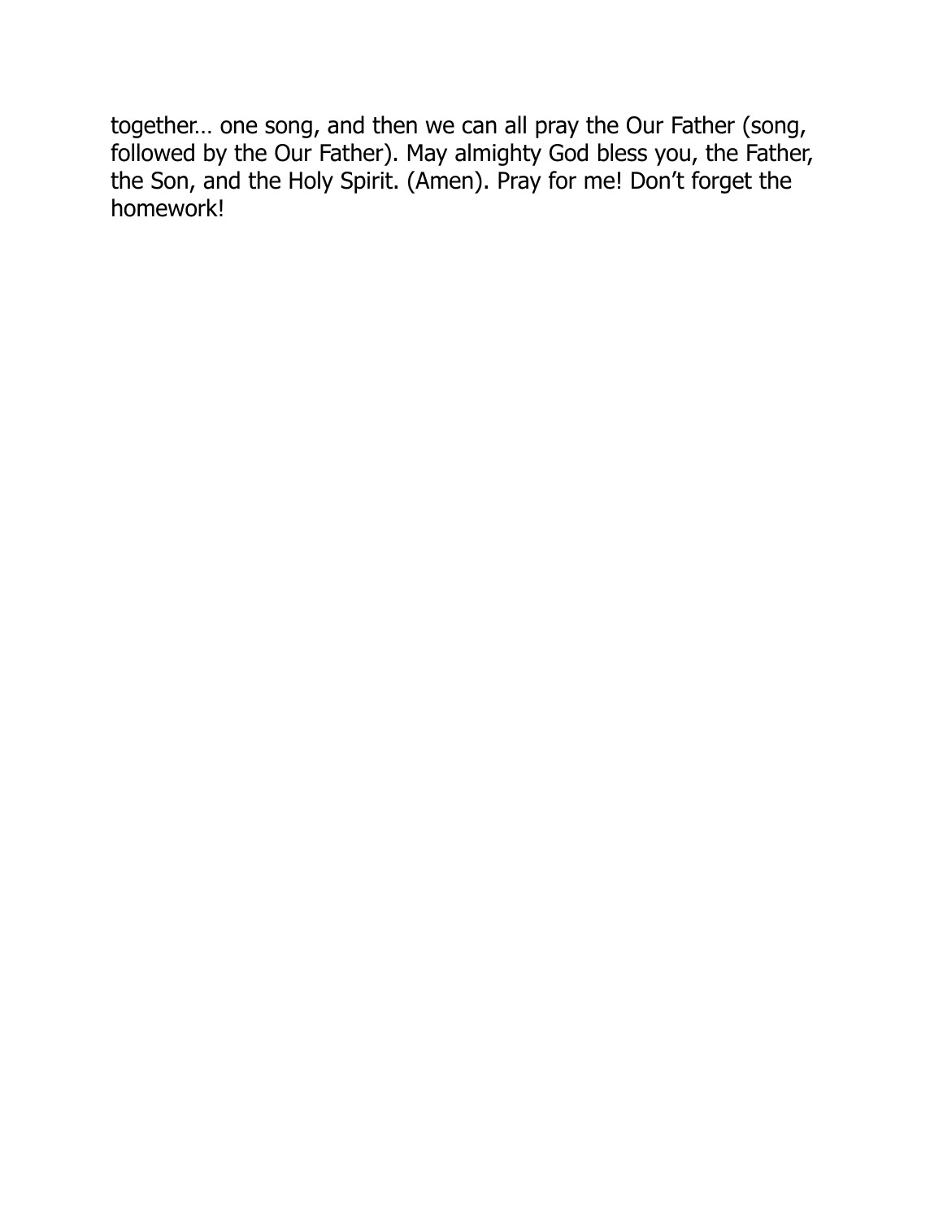together… one song, and then we can all pray the Our Father (song, followed by the Our Father). May almighty God bless you, the Father, the Son, and the Holy Spirit. (Amen). Pray for me! Don't forget the homework!